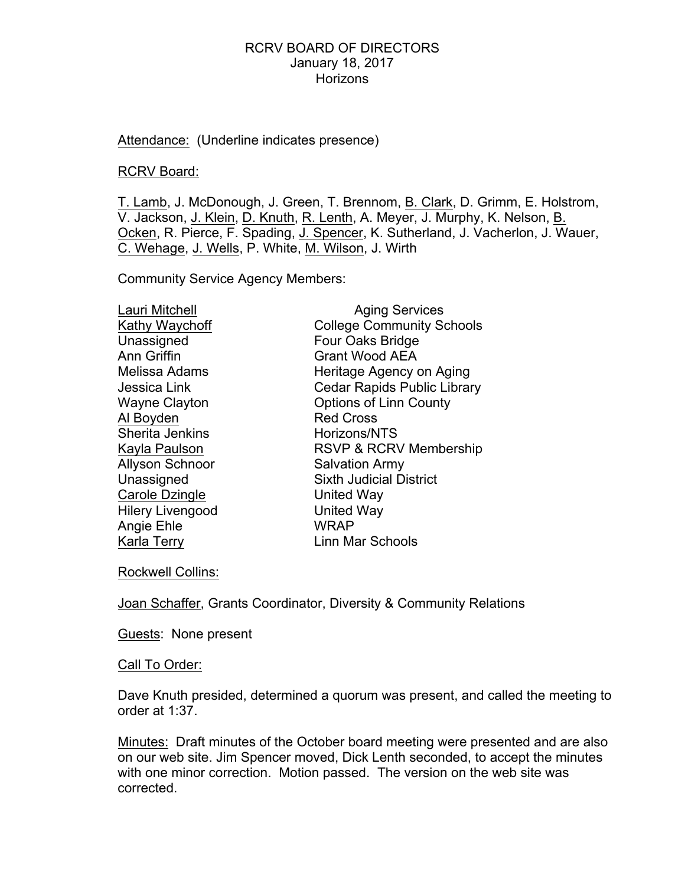RCRV BOARD OF DIRECTORS
January 18, 2017
Horizons

Attendance: (Underline indicates presence)

RCRV Board:

<u>T. Lamb</u>, J. McDonough, J. Green, T. Brennom, <u>B. Clark</u>, D. Grimm, E. Holstrom, V. Jackson, <u>J. Klein</u>, <u>D. Knuth</u>, <u>R. Lenth</u>, A. Meyer, J. Murphy, K. Nelson, <u>B. Ocken</u>, R. Pierce, F. Spading, <u>J. Spencer</u>, K. Sutherland, J. Vacherlon, J. Wauer, <u>C. Wehage</u>, <u>J. Wells</u>, P. White, <u>M. Wilson</u>, J. Wirth

Community Service Agency Members:

| | |
|---|---|
| <u>Lauri Mitchell</u> | Aging Services |
| <u>Kathy Waychoff</u> | College Community Schools |
| Unassigned | Four Oaks Bridge |
| Ann Griffin | Grant Wood AEA |
| Melissa Adams | Heritage Agency on Aging |
| Jessica Link | Cedar Rapids Public Library |
| Wayne Clayton | Options of Linn County |
| <u>Al Boyden</u> | Red Cross |
| Sherita Jenkins | Horizons/NTS |
| <u>Kayla Paulson</u> | RSVP & RCRV Membership |
| Allyson Schnoor | Salvation Army |
| Unassigned | Sixth Judicial District |
| <u>Carole Dzingle</u> | United Way |
| Hilery Livengood | United Way |
| Angie Ehle | WRAP |
| <u>Karla Terry</u> | Linn Mar Schools |

Rockwell Collins:

<u>Joan Schaffer</u>, Grants Coordinator, Diversity & Community Relations

Guests: None present

Call To Order:

Dave Knuth presided, determined a quorum was present, and called the meeting to order at 1:37.

Minutes: Draft minutes of the October board meeting were presented and are also on our web site. Jim Spencer moved, Dick Lenth seconded, to accept the minutes with one minor correction. Motion passed. The version on the web site was corrected.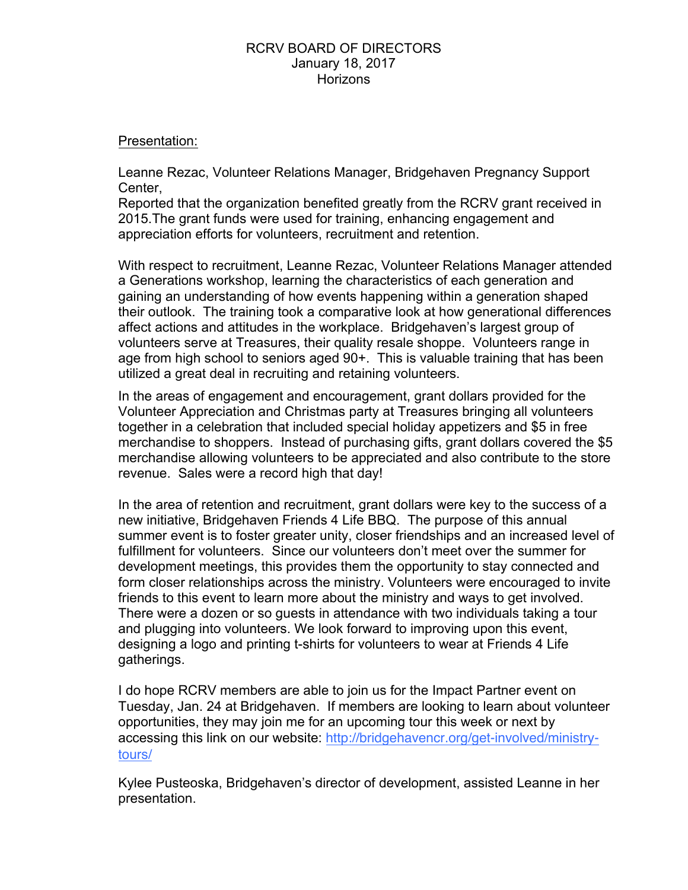RCRV BOARD OF DIRECTORS
January 18, 2017
Horizons

Presentation:

Leanne Rezac, Volunteer Relations Manager, Bridgehaven Pregnancy Support Center,
Reported that the organization benefited greatly from the RCRV grant received in 2015.The grant funds were used for training, enhancing engagement and appreciation efforts for volunteers, recruitment and retention.

With respect to recruitment, Leanne Rezac, Volunteer Relations Manager attended a Generations workshop, learning the characteristics of each generation and gaining an understanding of how events happening within a generation shaped their outlook. The training took a comparative look at how generational differences affect actions and attitudes in the workplace. Bridgehaven's largest group of volunteers serve at Treasures, their quality resale shoppe. Volunteers range in age from high school to seniors aged 90+. This is valuable training that has been utilized a great deal in recruiting and retaining volunteers.

In the areas of engagement and encouragement, grant dollars provided for the Volunteer Appreciation and Christmas party at Treasures bringing all volunteers together in a celebration that included special holiday appetizers and $5 in free merchandise to shoppers. Instead of purchasing gifts, grant dollars covered the $5 merchandise allowing volunteers to be appreciated and also contribute to the store revenue. Sales were a record high that day!

In the area of retention and recruitment, grant dollars were key to the success of a new initiative, Bridgehaven Friends 4 Life BBQ. The purpose of this annual summer event is to foster greater unity, closer friendships and an increased level of fulfillment for volunteers. Since our volunteers don't meet over the summer for development meetings, this provides them the opportunity to stay connected and form closer relationships across the ministry. Volunteers were encouraged to invite friends to this event to learn more about the ministry and ways to get involved. There were a dozen or so guests in attendance with two individuals taking a tour and plugging into volunteers. We look forward to improving upon this event, designing a logo and printing t-shirts for volunteers to wear at Friends 4 Life gatherings.

I do hope RCRV members are able to join us for the Impact Partner event on Tuesday, Jan. 24 at Bridgehaven. If members are looking to learn about volunteer opportunities, they may join me for an upcoming tour this week or next by accessing this link on our website: [http://bridgehavencr.org/get-involved/ministry-tours/](http://bridgehavencr.org/get-involved/ministry-tours/)

Kylee Pusteoska, Bridgehaven's director of development, assisted Leanne in her presentation.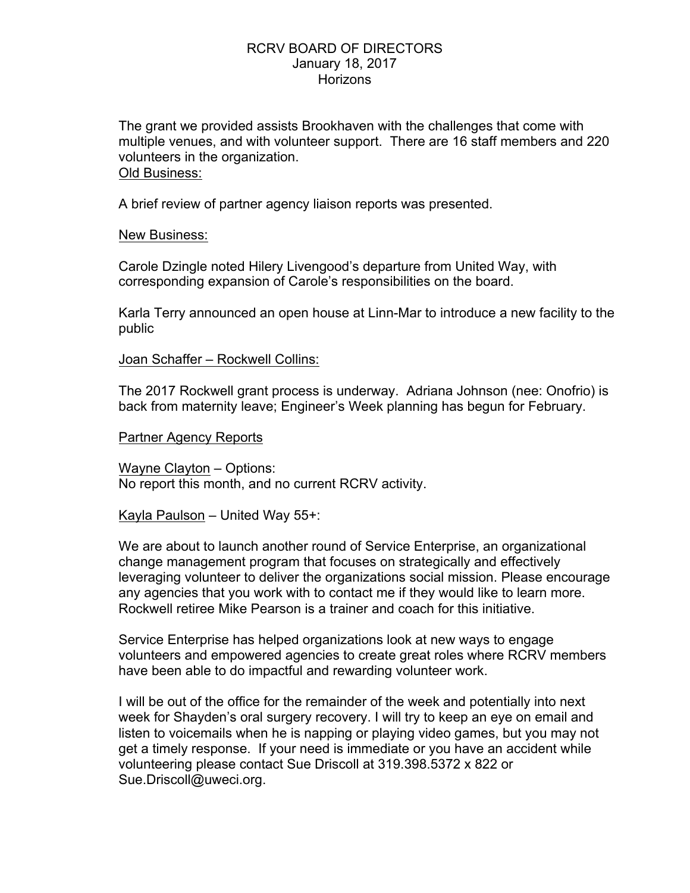RCRV BOARD OF DIRECTORS
January 18, 2017
Horizons

The grant we provided assists Brookhaven with the challenges that come with multiple venues, and with volunteer support. There are 16 staff members and 220 volunteers in the organization.

Old Business:

A brief review of partner agency liaison reports was presented.

New Business:

Carole Dzingle noted Hilery Livengood's departure from United Way, with corresponding expansion of Carole's responsibilities on the board.

Karla Terry announced an open house at Linn-Mar to introduce a new facility to the public

Joan Schaffer – Rockwell Collins:

The 2017 Rockwell grant process is underway. Adriana Johnson (nee: Onofrio) is back from maternity leave; Engineer's Week planning has begun for February.

Partner Agency Reports

Wayne Clayton – Options:
No report this month, and no current RCRV activity.

Kayla Paulson – United Way 55+:

We are about to launch another round of Service Enterprise, an organizational change management program that focuses on strategically and effectively leveraging volunteer to deliver the organizations social mission. Please encourage any agencies that you work with to contact me if they would like to learn more. Rockwell retiree Mike Pearson is a trainer and coach for this initiative.

Service Enterprise has helped organizations look at new ways to engage volunteers and empowered agencies to create great roles where RCRV members have been able to do impactful and rewarding volunteer work.

I will be out of the office for the remainder of the week and potentially into next week for Shayden's oral surgery recovery. I will try to keep an eye on email and listen to voicemails when he is napping or playing video games, but you may not get a timely response. If your need is immediate or you have an accident while volunteering please contact Sue Driscoll at 319.398.5372 x 822 or Sue.Driscoll@uweci.org.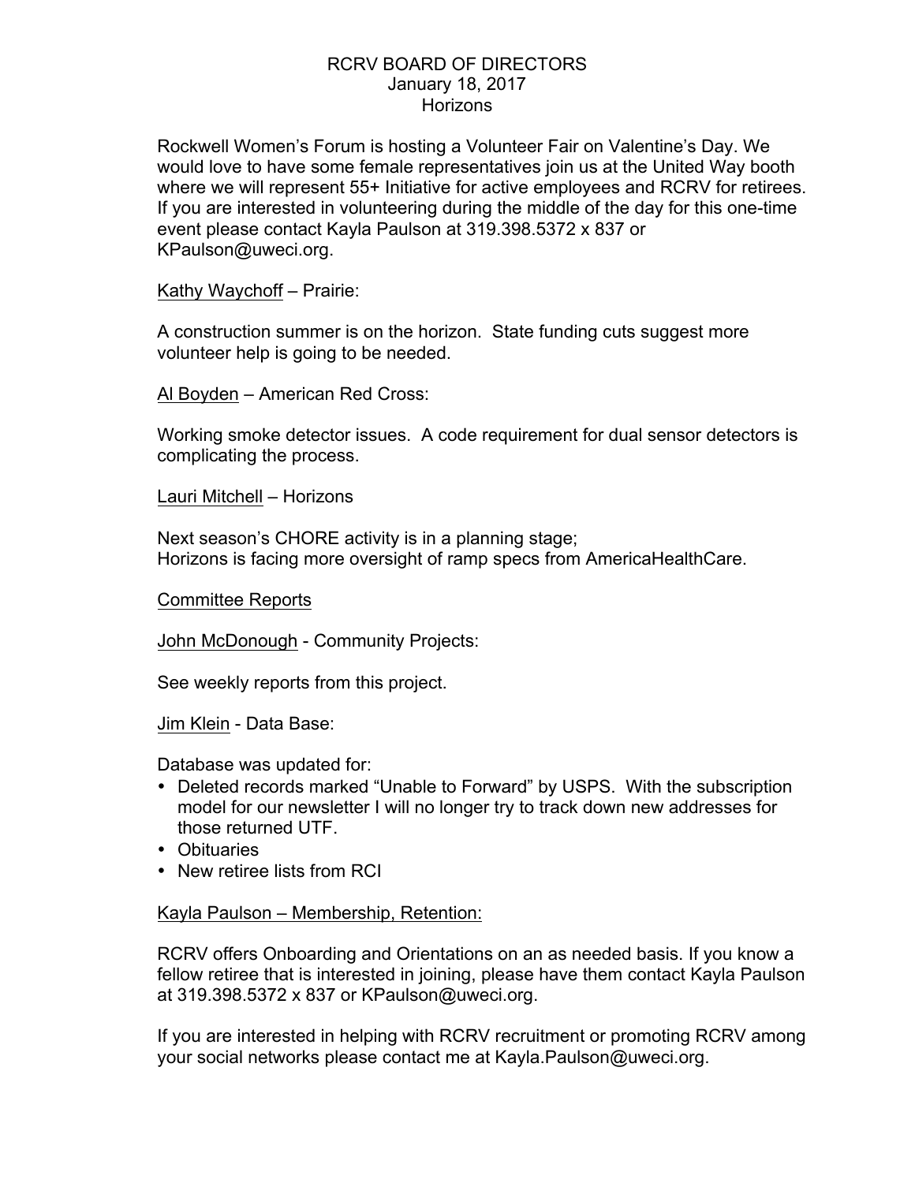RCRV BOARD OF DIRECTORS
January 18, 2017
Horizons

Rockwell Women's Forum is hosting a Volunteer Fair on Valentine's Day. We would love to have some female representatives join us at the United Way booth where we will represent 55+ Initiative for active employees and RCRV for retirees. If you are interested in volunteering during the middle of the day for this one-time event please contact Kayla Paulson at 319.398.5372 x 837 or KPaulson@uweci.org.

Kathy Waychoff – Prairie:

A construction summer is on the horizon. State funding cuts suggest more volunteer help is going to be needed.

Al Boyden – American Red Cross:

Working smoke detector issues. A code requirement for dual sensor detectors is complicating the process.

Lauri Mitchell – Horizons

Next season's CHORE activity is in a planning stage;
Horizons is facing more oversight of ramp specs from AmericaHealthCare.

Committee Reports

John McDonough - Community Projects:

See weekly reports from this project.

Jim Klein - Data Base:

Database was updated for:

- Deleted records marked "Unable to Forward" by USPS. With the subscription model for our newsletter I will no longer try to track down new addresses for those returned UTF.
- Obituaries
- New retiree lists from RCI

Kayla Paulson – Membership, Retention:

RCRV offers Onboarding and Orientations on an as needed basis. If you know a fellow retiree that is interested in joining, please have them contact Kayla Paulson at 319.398.5372 x 837 or KPaulson@uweci.org.

If you are interested in helping with RCRV recruitment or promoting RCRV among your social networks please contact me at Kayla.Paulson@uweci.org.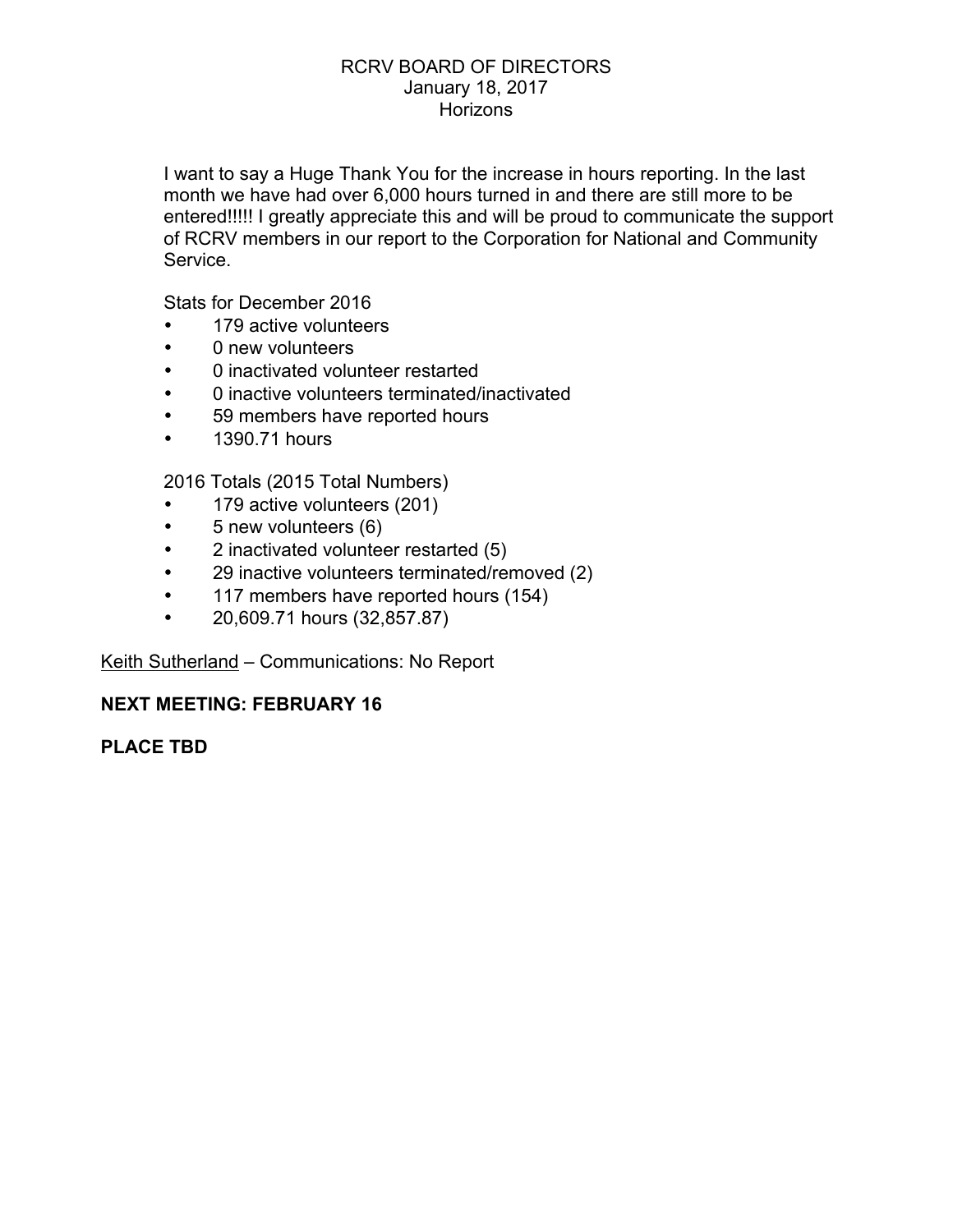I want to say a Huge Thank You for the increase in hours reporting. In the last month we have had over 6,000 hours turned in and there are still more to be entered!!!!! I greatly appreciate this and will be proud to communicate the support of RCRV members in our report to the Corporation for National and Community Service.

Stats for December 2016

- 179 active volunteers
- 0 new volunteers
- 0 inactivated volunteer restarted
- 0 inactive volunteers terminated/inactivated
- 59 members have reported hours
- 1390.71 hours

2016 Totals (2015 Total Numbers)

- 179 active volunteers (201)
- 5 new volunteers (6)
- 2 inactivated volunteer restarted (5)
- 29 inactive volunteers terminated/removed (2)
- 117 members have reported hours (154)
- 20,609.71 hours (32,857.87)

<u>Keith Sutherland</u> – Communications: No Report

**NEXT MEETING: FEBRUARY 16**

**PLACE TBD**